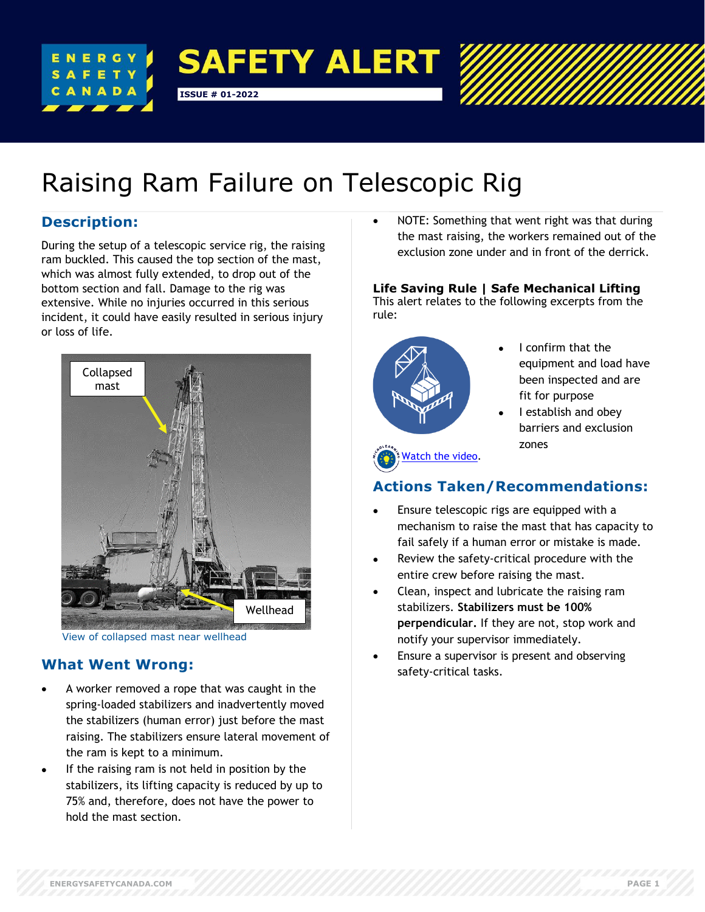ENERGY SAFETY CANADA

# SAFETY ALERT

ISSUE # 01-2022

# Raising Ram Failure on Telescopic Rig

## Description:

During the setup of a telescopic service rig, the raising ram buckled. This caused the top section of the mast, which was almost fully extended, to drop out of the bottom section and fall. Damage to the rig was extensive. While no injuries occurred in this serious incident, it could have easily resulted in serious injury or loss of life.

Collapsed mast

Wellhead

View of collapsed mast near wellhead

## What Went Wrong:

- A worker removed a rope that was caught in the spring-loaded stabilizers and inadvertently moved the stabilizers (human error) just before the mast raising. The stabilizers ensure lateral movement of the ram is kept to a minimum.
- If the raising ram is not held in position by the stabilizers, its lifting capacity is reduced by up to 75% and, therefore, does not have the power to hold the mast section.
- NOTE: Something that went right was that during the mast raising, the workers remained out of the exclusion zone under and in front of the derrick.

### Life Saving Rule | Safe Mechanical Lifting

This alert relates to the following excerpts from the rule:

- I confirm that the equipment and load have been inspected and are fit for purpose
- I establish and obey barriers and exclusion zones

Watch the video.

## Actions Taken/Recommendations:

- Ensure telescopic rigs are equipped with a mechanism to raise the mast that has capacity to fail safely if a human error or mistake is made.
- Review the safety-critical procedure with the entire crew before raising the mast.
- Clean, inspect and lubricate the raising ram stabilizers. **Stabilizers must be 100% perpendicular.** If they are not, stop work and notify your supervisor immediately.
- Ensure a supervisor is present and observing safety-critical tasks.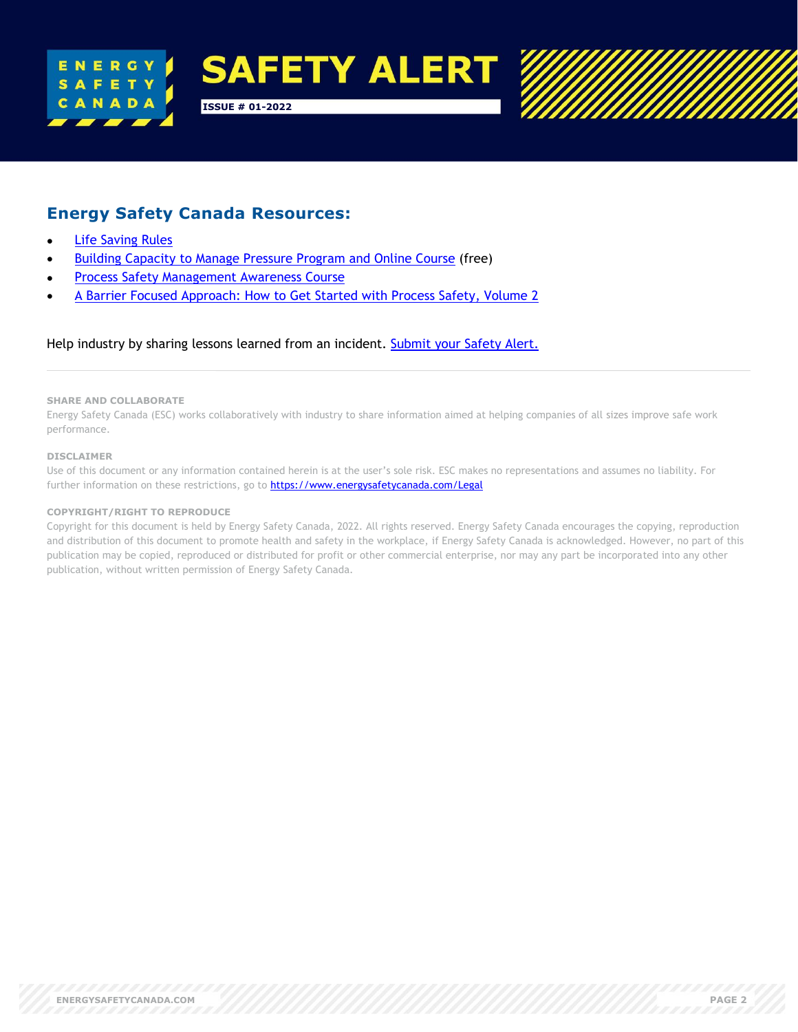## Energy Safety Canada Resources:

- [Life Saving Rules]
- [Building Capacity to Manage Pressure Program and Online Course] (free)
- [Process Safety Management Awareness Course]
- [A Barrier Focused Approach: How to Get Started with Process Safety, Volume 2]

Help industry by sharing lessons learned from an incident. Submit your Safety Alert.

---

**SHARE AND COLLABORATE**

Energy Safety Canada (ESC) works collaboratively with industry to share information aimed at helping companies of all sizes improve safe work performance.

**DISCLAIMER**

Use of this document or any information contained herein is at the user's sole risk. ESC makes no representations and assumes no liability. For further information on these restrictions, go to https://www.energysafetycanada.com/Legal

**COPYRIGHT/RIGHT TO REPRODUCE**

Copyright for this document is held by Energy Safety Canada, 2022. All rights reserved. Energy Safety Canada encourages the copying, reproduction and distribution of this document to promote health and safety in the workplace, if Energy Safety Canada is acknowledged. However, no part of this publication may be copied, reproduced or distributed for profit or other commercial enterprise, nor may any part be incorporated into any other publication, without written permission of Energy Safety Canada.